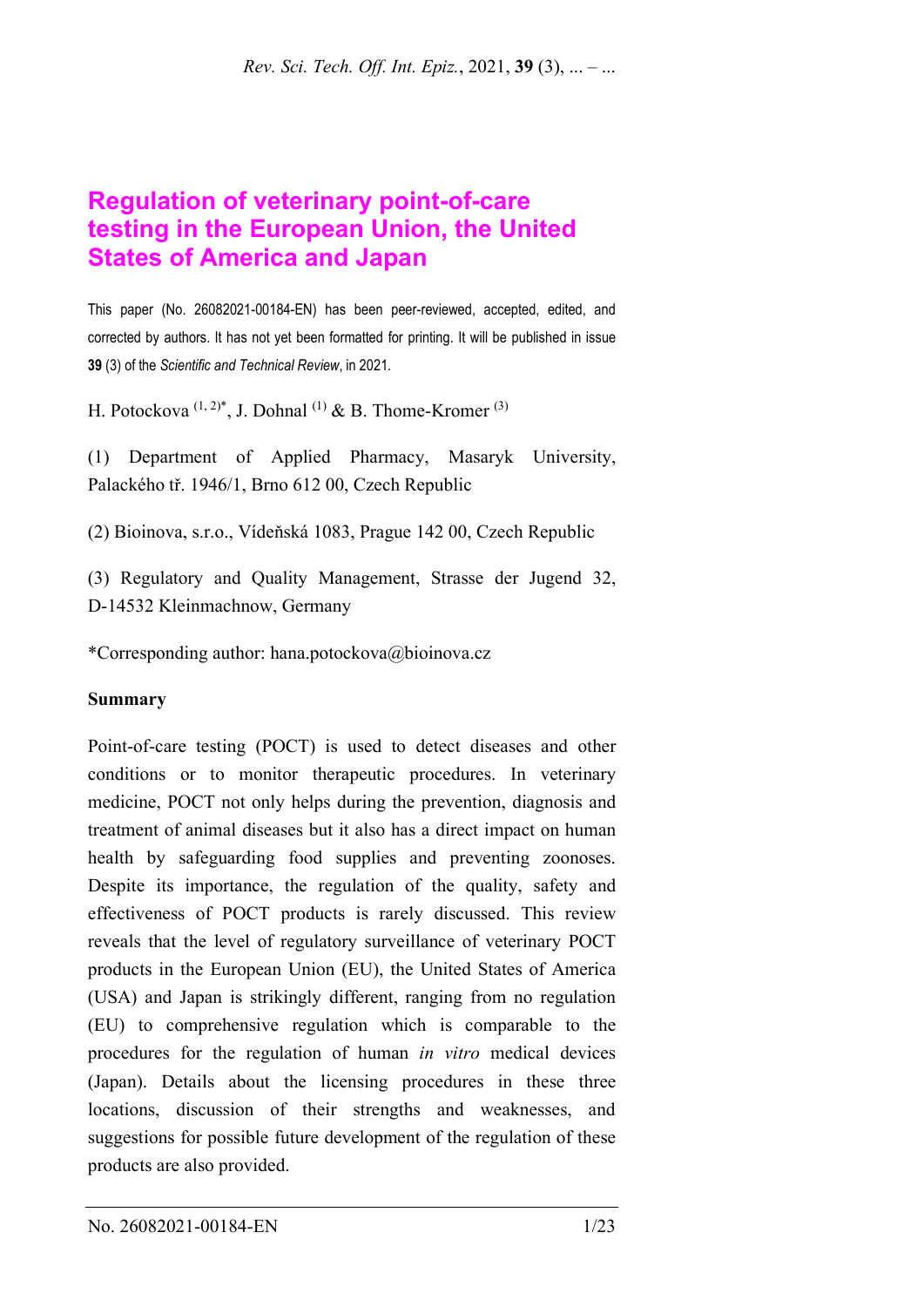# Regulation of veterinary point-of-care testing in the European Union, the United States of America and Japan

This paper (No. 26082021-00184-EN) has been peer-reviewed, accepted, edited, and corrected by authors. It has not yet been formatted for printing. It will be published in issue **39** (3) of the *Scientific and Technical Review*, in 2021.

H. Potockova [1, 2]*, J. Dohnal [1] & B. Thome-Kromer [3]

(1) Department of Applied Pharmacy, Masaryk University, Palackého tř. 1946/1, Brno 612 00, Czech Republic

(2) Bioinova, s.r.o., Vídeňská 1083, Prague 142 00, Czech Republic

(3) Regulatory and Quality Management, Strasse der Jugend 32, D-14532 Kleinmachnow, Germany

*Corresponding author: hana.potockova@bioinova.cz

**Summary**

Point-of-care testing (POCT) is used to detect diseases and other conditions or to monitor therapeutic procedures. In veterinary medicine, POCT not only helps during the prevention, diagnosis and treatment of animal diseases but it also has a direct impact on human health by safeguarding food supplies and preventing zoonoses. Despite its importance, the regulation of the quality, safety and effectiveness of POCT products is rarely discussed. This review reveals that the level of regulatory surveillance of veterinary POCT products in the European Union (EU), the United States of America (USA) and Japan is strikingly different, ranging from no regulation (EU) to comprehensive regulation which is comparable to the procedures for the regulation of human *in vitro* medical devices (Japan). Details about the licensing procedures in these three locations, discussion of their strengths and weaknesses, and suggestions for possible future development of the regulation of these products are also provided.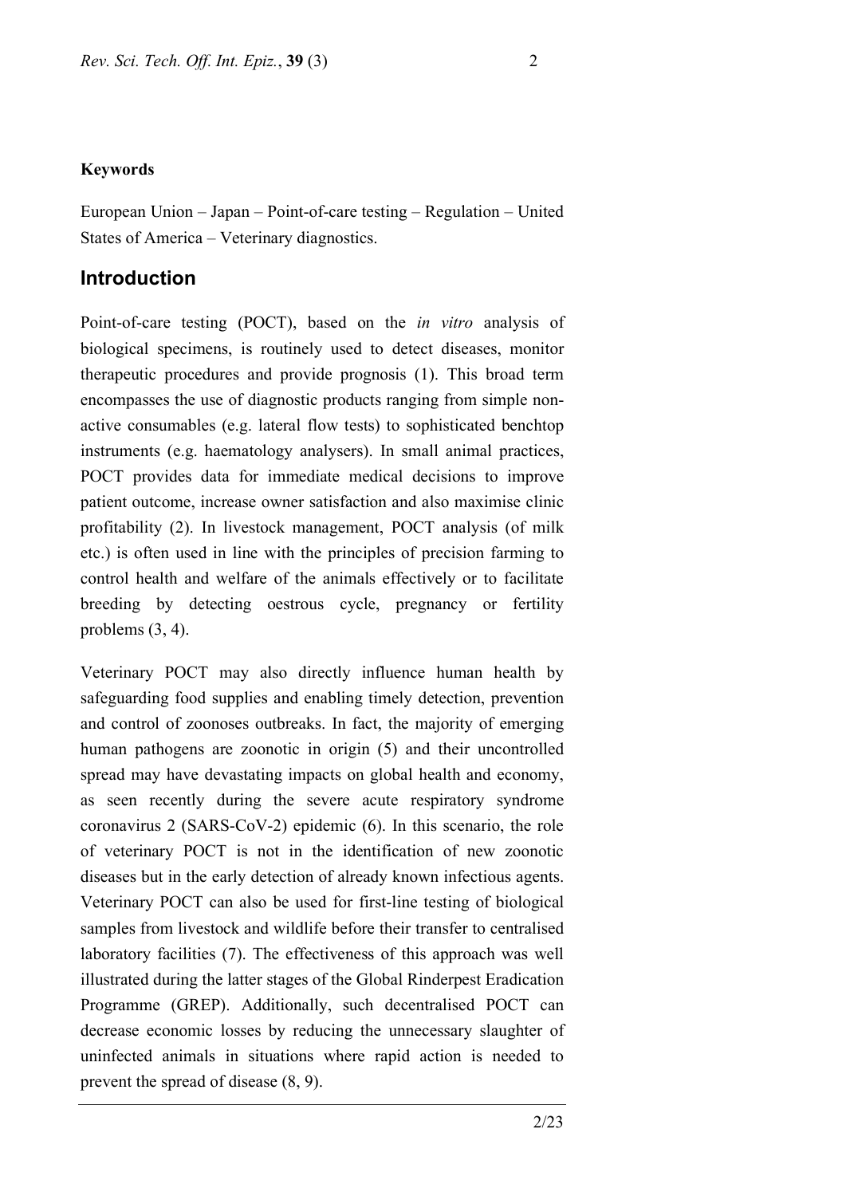**Keywords**

European Union – Japan – Point-of-care testing – Regulation – United States of America – Veterinary diagnostics.

## Introduction

Point-of-care testing (POCT), based on the *in vitro* analysis of biological specimens, is routinely used to detect diseases, monitor therapeutic procedures and provide prognosis (1). This broad term encompasses the use of diagnostic products ranging from simple non-active consumables (e.g. lateral flow tests) to sophisticated benchtop instruments (e.g. haematology analysers). In small animal practices, POCT provides data for immediate medical decisions to improve patient outcome, increase owner satisfaction and also maximise clinic profitability (2). In livestock management, POCT analysis (of milk etc.) is often used in line with the principles of precision farming to control health and welfare of the animals effectively or to facilitate breeding by detecting oestrous cycle, pregnancy or fertility problems (3, 4).

Veterinary POCT may also directly influence human health by safeguarding food supplies and enabling timely detection, prevention and control of zoonoses outbreaks. In fact, the majority of emerging human pathogens are zoonotic in origin (5) and their uncontrolled spread may have devastating impacts on global health and economy, as seen recently during the severe acute respiratory syndrome coronavirus 2 (SARS-CoV-2) epidemic (6). In this scenario, the role of veterinary POCT is not in the identification of new zoonotic diseases but in the early detection of already known infectious agents. Veterinary POCT can also be used for first-line testing of biological samples from livestock and wildlife before their transfer to centralised laboratory facilities (7). The effectiveness of this approach was well illustrated during the latter stages of the Global Rinderpest Eradication Programme (GREP). Additionally, such decentralised POCT can decrease economic losses by reducing the unnecessary slaughter of uninfected animals in situations where rapid action is needed to prevent the spread of disease (8, 9).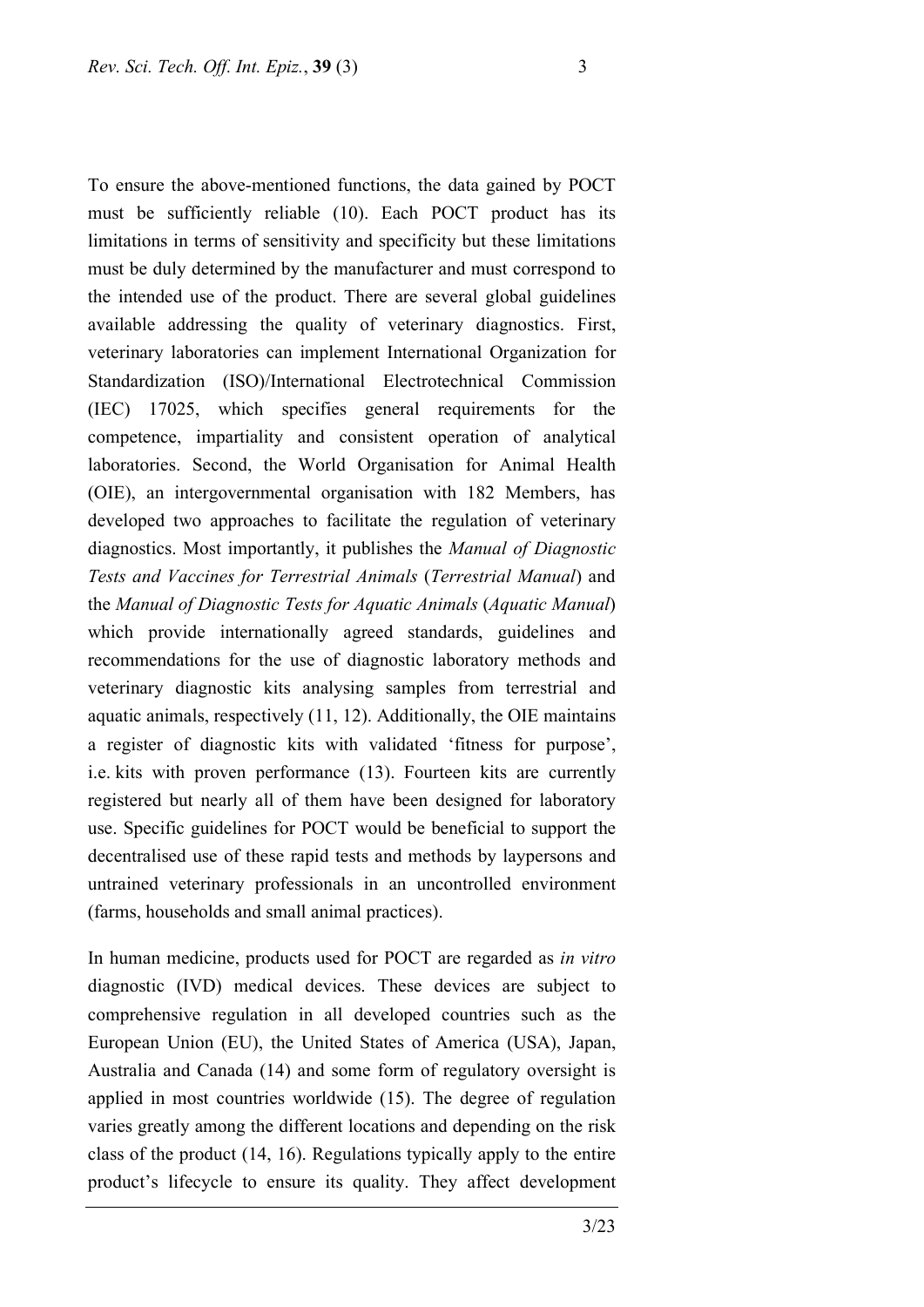To ensure the above-mentioned functions, the data gained by POCT must be sufficiently reliable (10). Each POCT product has its limitations in terms of sensitivity and specificity but these limitations must be duly determined by the manufacturer and must correspond to the intended use of the product. There are several global guidelines available addressing the quality of veterinary diagnostics. First, veterinary laboratories can implement International Organization for Standardization (ISO)/International Electrotechnical Commission (IEC) 17025, which specifies general requirements for the competence, impartiality and consistent operation of analytical laboratories. Second, the World Organisation for Animal Health (OIE), an intergovernmental organisation with 182 Members, has developed two approaches to facilitate the regulation of veterinary diagnostics. Most importantly, it publishes the *Manual of Diagnostic Tests and Vaccines for Terrestrial Animals* (*Terrestrial Manual*) and the *Manual of Diagnostic Tests for Aquatic Animals* (*Aquatic Manual*) which provide internationally agreed standards, guidelines and recommendations for the use of diagnostic laboratory methods and veterinary diagnostic kits analysing samples from terrestrial and aquatic animals, respectively (11, 12). Additionally, the OIE maintains a register of diagnostic kits with validated 'fitness for purpose', i.e. kits with proven performance (13). Fourteen kits are currently registered but nearly all of them have been designed for laboratory use. Specific guidelines for POCT would be beneficial to support the decentralised use of these rapid tests and methods by laypersons and untrained veterinary professionals in an uncontrolled environment (farms, households and small animal practices).

In human medicine, products used for POCT are regarded as *in vitro* diagnostic (IVD) medical devices. These devices are subject to comprehensive regulation in all developed countries such as the European Union (EU), the United States of America (USA), Japan, Australia and Canada (14) and some form of regulatory oversight is applied in most countries worldwide (15). The degree of regulation varies greatly among the different locations and depending on the risk class of the product (14, 16). Regulations typically apply to the entire product's lifecycle to ensure its quality. They affect development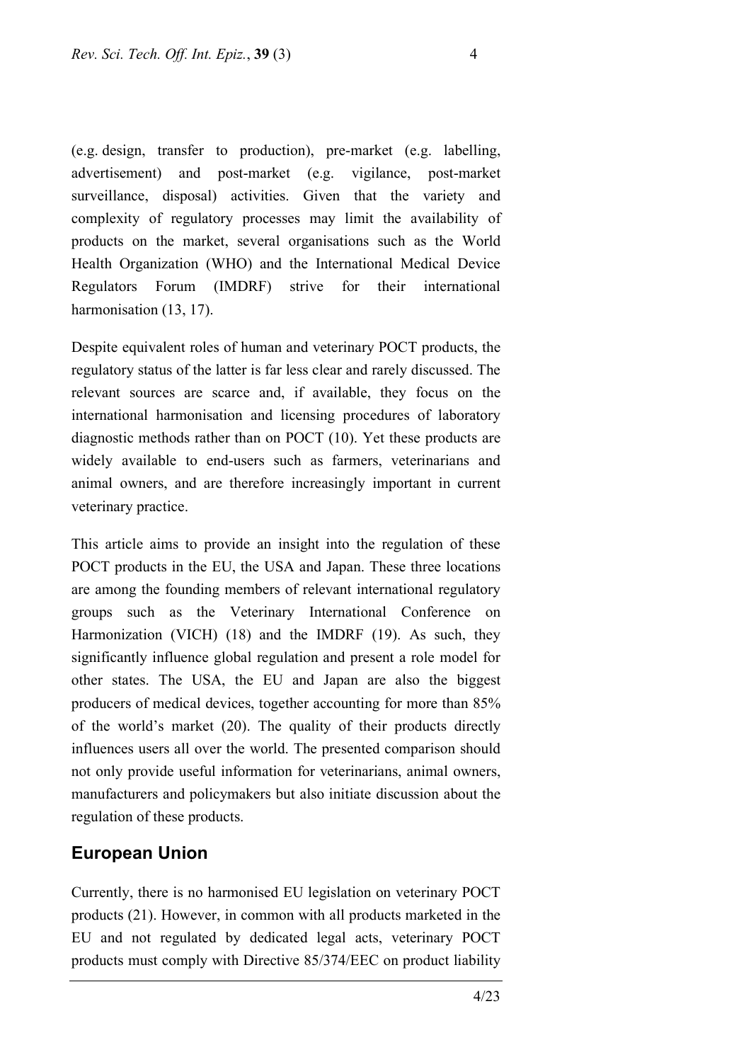(e.g. design, transfer to production), pre-market (e.g. labelling, advertisement) and post-market (e.g. vigilance, post-market surveillance, disposal) activities. Given that the variety and complexity of regulatory processes may limit the availability of products on the market, several organisations such as the World Health Organization (WHO) and the International Medical Device Regulators Forum (IMDRF) strive for their international harmonisation (13, 17).

Despite equivalent roles of human and veterinary POCT products, the regulatory status of the latter is far less clear and rarely discussed. The relevant sources are scarce and, if available, they focus on the international harmonisation and licensing procedures of laboratory diagnostic methods rather than on POCT (10). Yet these products are widely available to end-users such as farmers, veterinarians and animal owners, and are therefore increasingly important in current veterinary practice.

This article aims to provide an insight into the regulation of these POCT products in the EU, the USA and Japan. These three locations are among the founding members of relevant international regulatory groups such as the Veterinary International Conference on Harmonization (VICH) (18) and the IMDRF (19). As such, they significantly influence global regulation and present a role model for other states. The USA, the EU and Japan are also the biggest producers of medical devices, together accounting for more than 85% of the world's market (20). The quality of their products directly influences users all over the world. The presented comparison should not only provide useful information for veterinarians, animal owners, manufacturers and policymakers but also initiate discussion about the regulation of these products.

## European Union

Currently, there is no harmonised EU legislation on veterinary POCT products (21). However, in common with all products marketed in the EU and not regulated by dedicated legal acts, veterinary POCT products must comply with Directive 85/374/EEC on product liability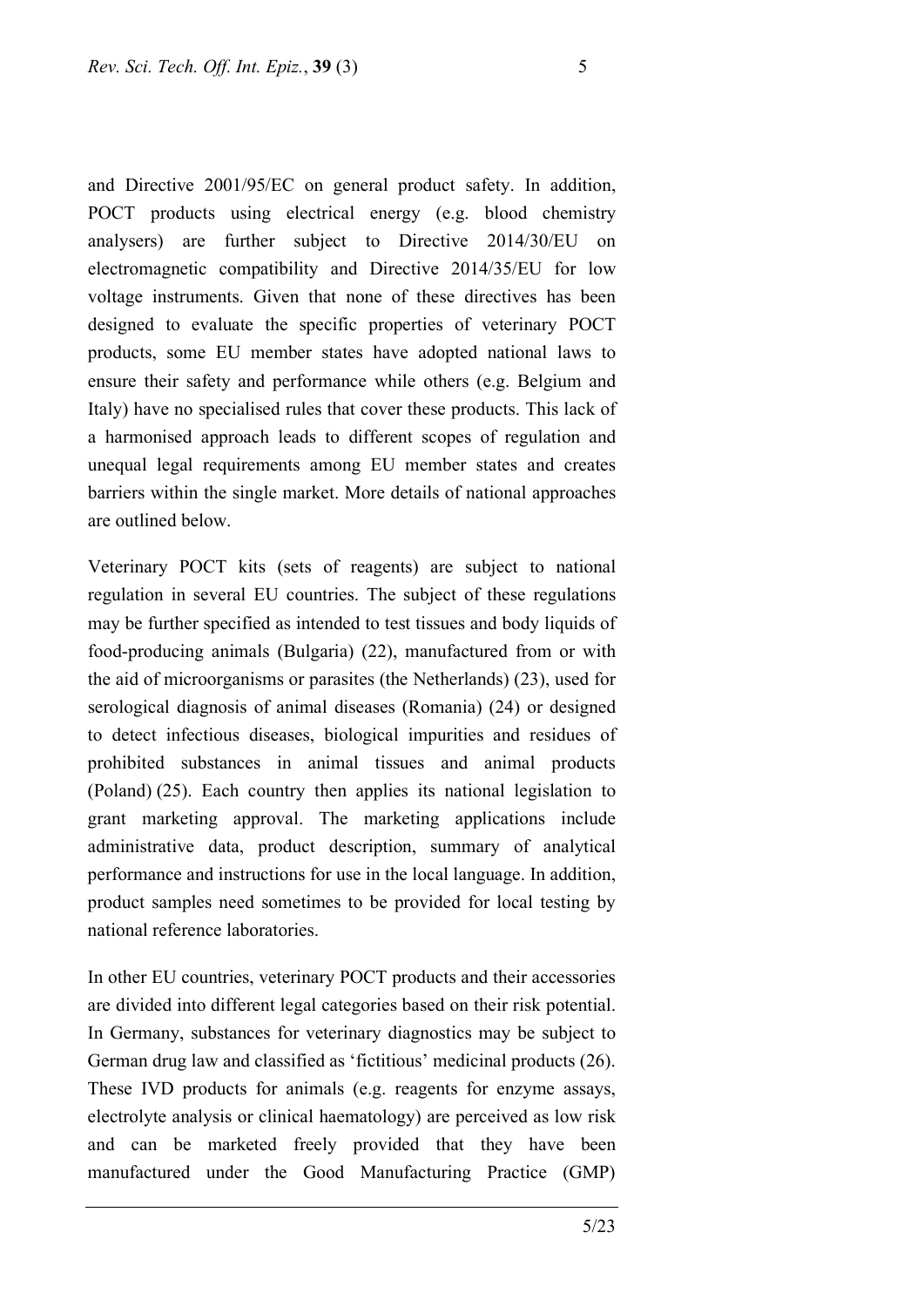and Directive 2001/95/EC on general product safety. In addition, POCT products using electrical energy (e.g. blood chemistry analysers) are further subject to Directive 2014/30/EU on electromagnetic compatibility and Directive 2014/35/EU for low voltage instruments. Given that none of these directives has been designed to evaluate the specific properties of veterinary POCT products, some EU member states have adopted national laws to ensure their safety and performance while others (e.g. Belgium and Italy) have no specialised rules that cover these products. This lack of a harmonised approach leads to different scopes of regulation and unequal legal requirements among EU member states and creates barriers within the single market. More details of national approaches are outlined below.

Veterinary POCT kits (sets of reagents) are subject to national regulation in several EU countries. The subject of these regulations may be further specified as intended to test tissues and body liquids of food-producing animals (Bulgaria) (22), manufactured from or with the aid of microorganisms or parasites (the Netherlands) (23), used for serological diagnosis of animal diseases (Romania) (24) or designed to detect infectious diseases, biological impurities and residues of prohibited substances in animal tissues and animal products (Poland) (25). Each country then applies its national legislation to grant marketing approval. The marketing applications include administrative data, product description, summary of analytical performance and instructions for use in the local language. In addition, product samples need sometimes to be provided for local testing by national reference laboratories.

In other EU countries, veterinary POCT products and their accessories are divided into different legal categories based on their risk potential. In Germany, substances for veterinary diagnostics may be subject to German drug law and classified as 'fictitious' medicinal products (26). These IVD products for animals (e.g. reagents for enzyme assays, electrolyte analysis or clinical haematology) are perceived as low risk and can be marketed freely provided that they have been manufactured under the Good Manufacturing Practice (GMP)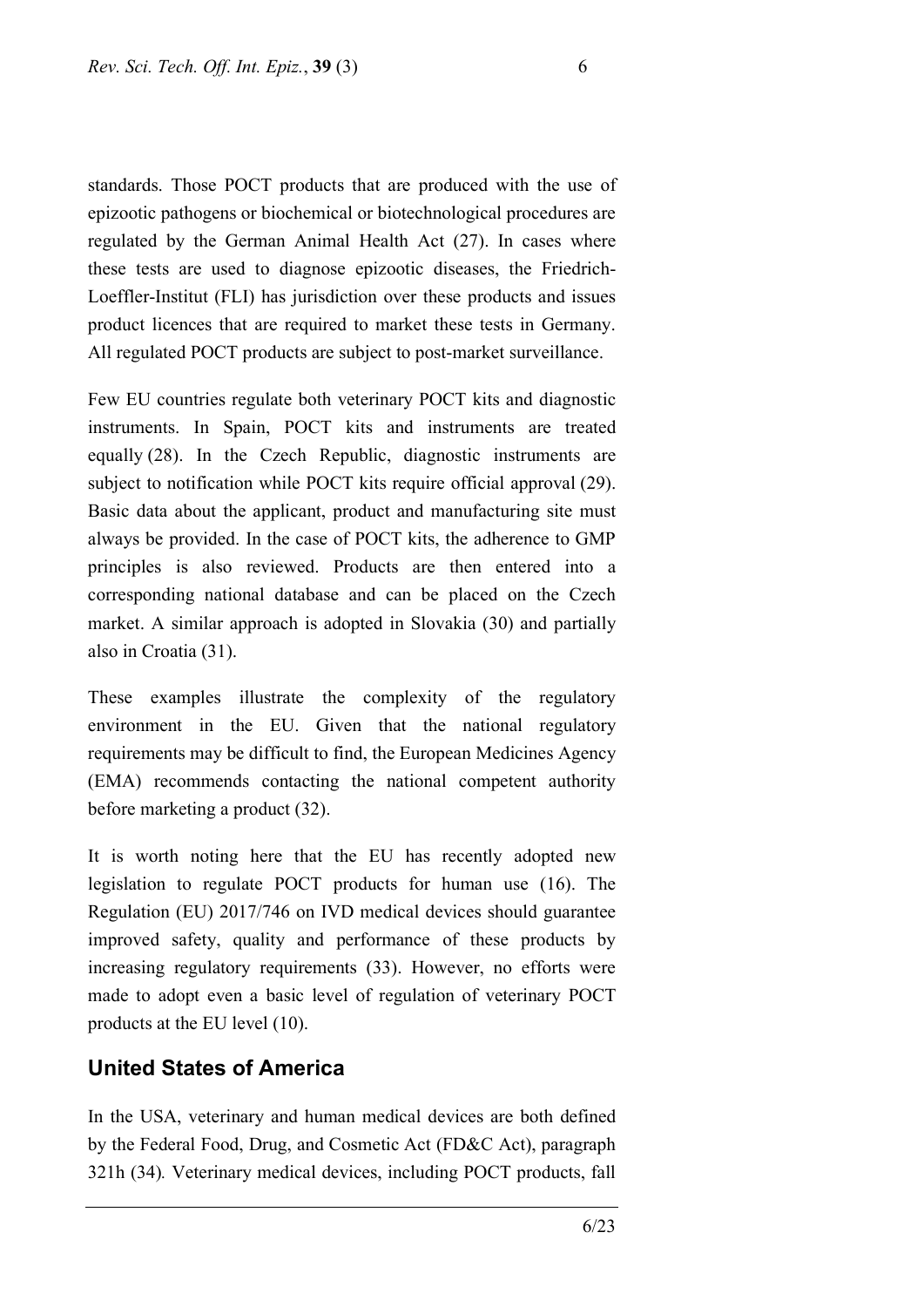standards. Those POCT products that are produced with the use of epizootic pathogens or biochemical or biotechnological procedures are regulated by the German Animal Health Act (27). In cases where these tests are used to diagnose epizootic diseases, the Friedrich-Loeffler-Institut (FLI) has jurisdiction over these products and issues product licences that are required to market these tests in Germany. All regulated POCT products are subject to post-market surveillance.

Few EU countries regulate both veterinary POCT kits and diagnostic instruments. In Spain, POCT kits and instruments are treated equally (28). In the Czech Republic, diagnostic instruments are subject to notification while POCT kits require official approval (29). Basic data about the applicant, product and manufacturing site must always be provided. In the case of POCT kits, the adherence to GMP principles is also reviewed. Products are then entered into a corresponding national database and can be placed on the Czech market. A similar approach is adopted in Slovakia (30) and partially also in Croatia (31).

These examples illustrate the complexity of the regulatory environment in the EU. Given that the national regulatory requirements may be difficult to find, the European Medicines Agency (EMA) recommends contacting the national competent authority before marketing a product (32).

It is worth noting here that the EU has recently adopted new legislation to regulate POCT products for human use (16). The Regulation (EU) 2017/746 on IVD medical devices should guarantee improved safety, quality and performance of these products by increasing regulatory requirements (33). However, no efforts were made to adopt even a basic level of regulation of veterinary POCT products at the EU level (10).

## United States of America

In the USA, veterinary and human medical devices are both defined by the Federal Food, Drug, and Cosmetic Act (FD&C Act), paragraph 321h (34). Veterinary medical devices, including POCT products, fall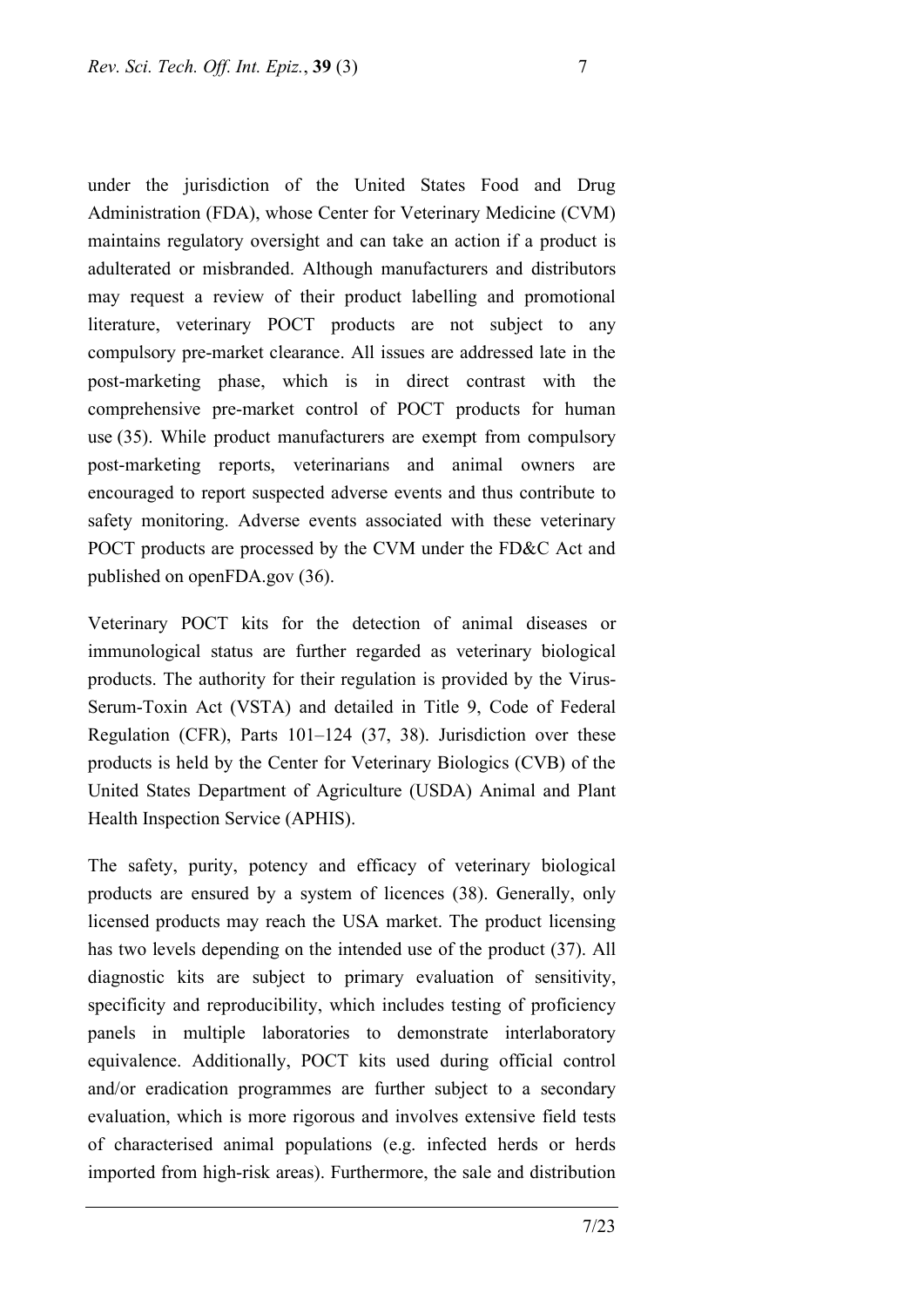under the jurisdiction of the United States Food and Drug Administration (FDA), whose Center for Veterinary Medicine (CVM) maintains regulatory oversight and can take an action if a product is adulterated or misbranded. Although manufacturers and distributors may request a review of their product labelling and promotional literature, veterinary POCT products are not subject to any compulsory pre-market clearance. All issues are addressed late in the post-marketing phase, which is in direct contrast with the comprehensive pre-market control of POCT products for human use (35). While product manufacturers are exempt from compulsory post-marketing reports, veterinarians and animal owners are encouraged to report suspected adverse events and thus contribute to safety monitoring. Adverse events associated with these veterinary POCT products are processed by the CVM under the FD&C Act and published on openFDA.gov (36).

Veterinary POCT kits for the detection of animal diseases or immunological status are further regarded as veterinary biological products. The authority for their regulation is provided by the Virus-Serum-Toxin Act (VSTA) and detailed in Title 9, Code of Federal Regulation (CFR), Parts 101–124 (37, 38). Jurisdiction over these products is held by the Center for Veterinary Biologics (CVB) of the United States Department of Agriculture (USDA) Animal and Plant Health Inspection Service (APHIS).

The safety, purity, potency and efficacy of veterinary biological products are ensured by a system of licences (38). Generally, only licensed products may reach the USA market. The product licensing has two levels depending on the intended use of the product (37). All diagnostic kits are subject to primary evaluation of sensitivity, specificity and reproducibility, which includes testing of proficiency panels in multiple laboratories to demonstrate interlaboratory equivalence. Additionally, POCT kits used during official control and/or eradication programmes are further subject to a secondary evaluation, which is more rigorous and involves extensive field tests of characterised animal populations (e.g. infected herds or herds imported from high-risk areas). Furthermore, the sale and distribution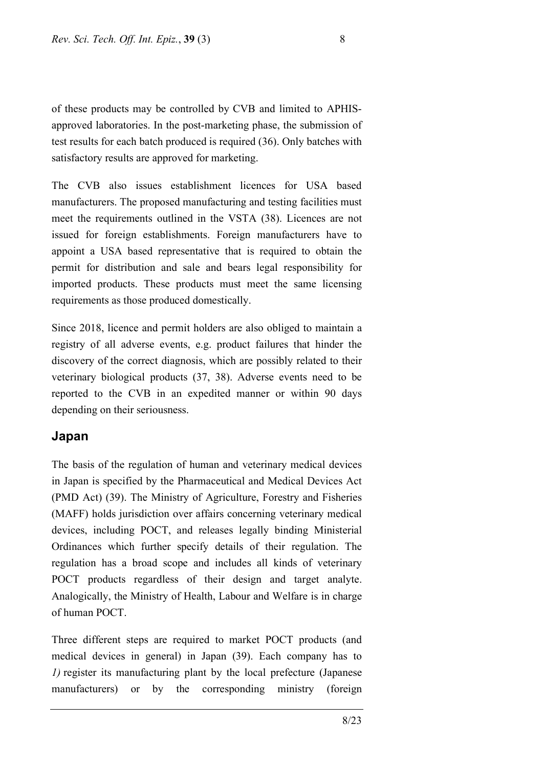of these products may be controlled by CVB and limited to APHIS-approved laboratories. In the post-marketing phase, the submission of test results for each batch produced is required (36). Only batches with satisfactory results are approved for marketing.

The CVB also issues establishment licences for USA based manufacturers. The proposed manufacturing and testing facilities must meet the requirements outlined in the VSTA (38). Licences are not issued for foreign establishments. Foreign manufacturers have to appoint a USA based representative that is required to obtain the permit for distribution and sale and bears legal responsibility for imported products. These products must meet the same licensing requirements as those produced domestically.

Since 2018, licence and permit holders are also obliged to maintain a registry of all adverse events, e.g. product failures that hinder the discovery of the correct diagnosis, which are possibly related to their veterinary biological products (37, 38). Adverse events need to be reported to the CVB in an expedited manner or within 90 days depending on their seriousness.

## Japan

The basis of the regulation of human and veterinary medical devices in Japan is specified by the Pharmaceutical and Medical Devices Act (PMD Act) (39). The Ministry of Agriculture, Forestry and Fisheries (MAFF) holds jurisdiction over affairs concerning veterinary medical devices, including POCT, and releases legally binding Ministerial Ordinances which further specify details of their regulation. The regulation has a broad scope and includes all kinds of veterinary POCT products regardless of their design and target analyte. Analogically, the Ministry of Health, Labour and Welfare is in charge of human POCT.

Three different steps are required to market POCT products (and medical devices in general) in Japan (39). Each company has to *1)* register its manufacturing plant by the local prefecture (Japanese manufacturers) or by the corresponding ministry (foreign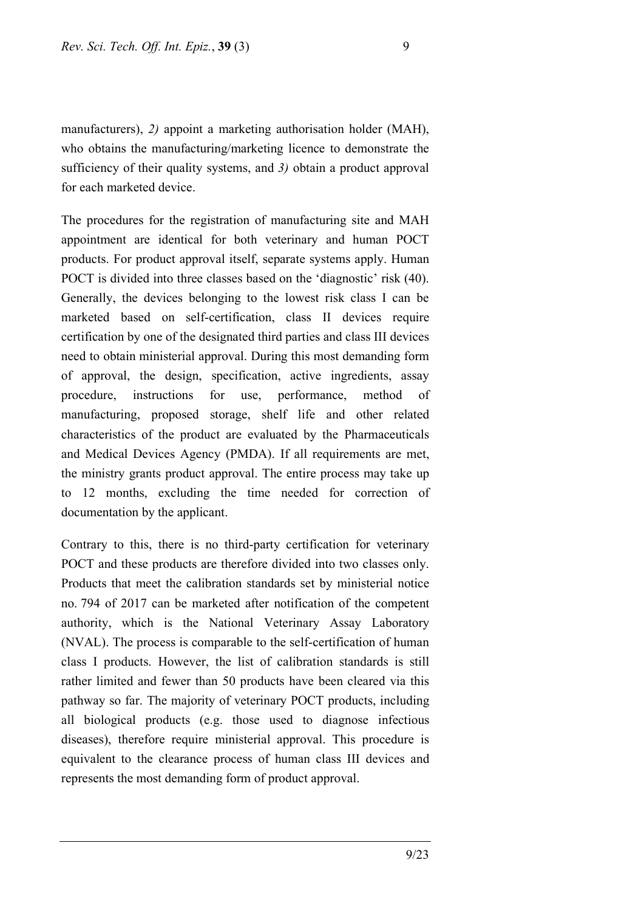manufacturers), *2)* appoint a marketing authorisation holder (MAH), who obtains the manufacturing/marketing licence to demonstrate the sufficiency of their quality systems, and *3)* obtain a product approval for each marketed device.

The procedures for the registration of manufacturing site and MAH appointment are identical for both veterinary and human POCT products. For product approval itself, separate systems apply. Human POCT is divided into three classes based on the 'diagnostic' risk (40). Generally, the devices belonging to the lowest risk class I can be marketed based on self-certification, class II devices require certification by one of the designated third parties and class III devices need to obtain ministerial approval. During this most demanding form of approval, the design, specification, active ingredients, assay procedure, instructions for use, performance, method of manufacturing, proposed storage, shelf life and other related characteristics of the product are evaluated by the Pharmaceuticals and Medical Devices Agency (PMDA). If all requirements are met, the ministry grants product approval. The entire process may take up to 12 months, excluding the time needed for correction of documentation by the applicant.

Contrary to this, there is no third-party certification for veterinary POCT and these products are therefore divided into two classes only. Products that meet the calibration standards set by ministerial notice no. 794 of 2017 can be marketed after notification of the competent authority, which is the National Veterinary Assay Laboratory (NVAL). The process is comparable to the self-certification of human class I products. However, the list of calibration standards is still rather limited and fewer than 50 products have been cleared via this pathway so far. The majority of veterinary POCT products, including all biological products (e.g. those used to diagnose infectious diseases), therefore require ministerial approval. This procedure is equivalent to the clearance process of human class III devices and represents the most demanding form of product approval.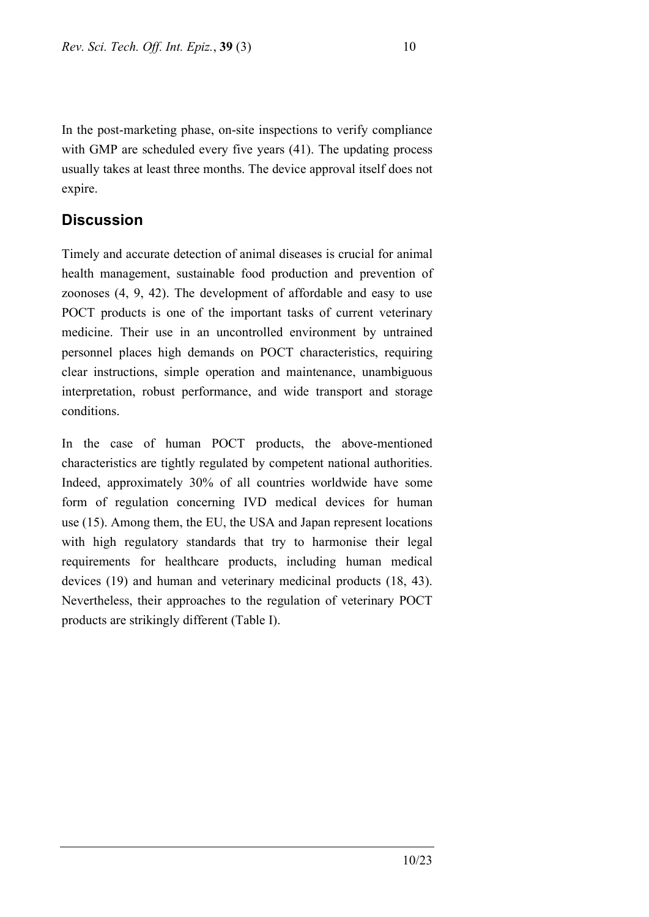In the post-marketing phase, on-site inspections to verify compliance with GMP are scheduled every five years (41). The updating process usually takes at least three months. The device approval itself does not expire.

## Discussion

Timely and accurate detection of animal diseases is crucial for animal health management, sustainable food production and prevention of zoonoses (4, 9, 42). The development of affordable and easy to use POCT products is one of the important tasks of current veterinary medicine. Their use in an uncontrolled environment by untrained personnel places high demands on POCT characteristics, requiring clear instructions, simple operation and maintenance, unambiguous interpretation, robust performance, and wide transport and storage conditions.

In the case of human POCT products, the above-mentioned characteristics are tightly regulated by competent national authorities. Indeed, approximately 30% of all countries worldwide have some form of regulation concerning IVD medical devices for human use (15). Among them, the EU, the USA and Japan represent locations with high regulatory standards that try to harmonise their legal requirements for healthcare products, including human medical devices (19) and human and veterinary medicinal products (18, 43). Nevertheless, their approaches to the regulation of veterinary POCT products are strikingly different (Table I).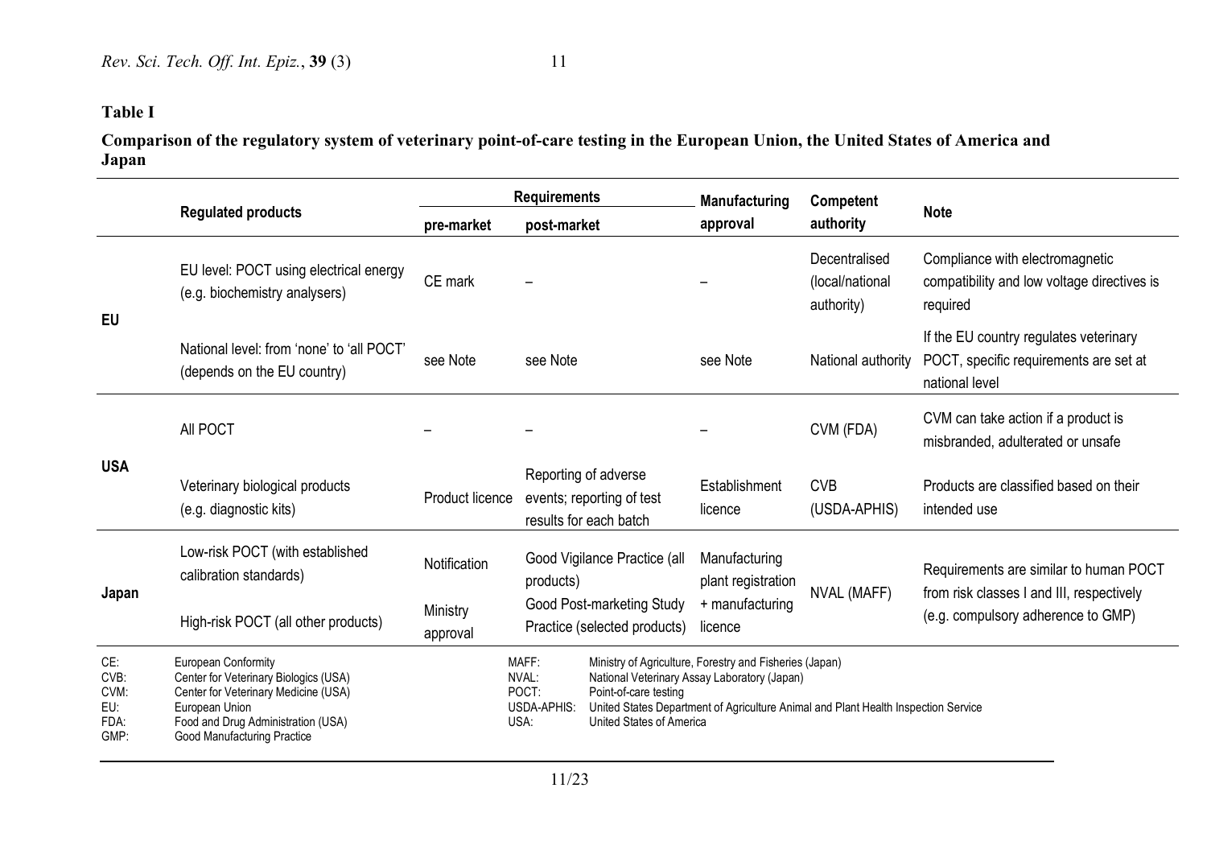**Table I**

**Comparison of the regulatory system of veterinary point-of-care testing in the European Union, the United States of America and Japan**

| | Regulated products | Requirements | | Manufacturing approval | Competent authority | Note |
|---|---|---|---|---|---|---|
| | | pre-market | post-market | | | |
| EU | EU level: POCT using electrical energy (e.g. biochemistry analysers) | CE mark | – | – | Decentralised (local/national authority) | Compliance with electromagnetic compatibility and low voltage directives is required |
| | National level: from 'none' to 'all POCT' (depends on the EU country) | see Note | see Note | see Note | National authority | If the EU country regulates veterinary POCT, specific requirements are set at national level |
| USA | All POCT | – | – | – | CVM (FDA) | CVM can take action if a product is misbranded, adulterated or unsafe |
| | Veterinary biological products (e.g. diagnostic kits) | Product licence | Reporting of adverse events; reporting of test results for each batch | Establishment licence | CVB (USDA-APHIS) | Products are classified based on their intended use |
| Japan | Low-risk POCT (with established calibration standards) | Notification | Good Vigilance Practice (all products) | Manufacturing plant registration + manufacturing licence | NVAL (MAFF) | Requirements are similar to human POCT from risk classes I and III, respectively (e.g. compulsory adherence to GMP) |
| | High-risk POCT (all other products) | Ministry approval | Good Post-marketing Study Practice (selected products) | | | |

CE: European Conformity
CVB: Center for Veterinary Biologics (USA)
CVM: Center for Veterinary Medicine (USA)
EU: European Union
FDA: Food and Drug Administration (USA)
GMP: Good Manufacturing Practice
MAFF: Ministry of Agriculture, Forestry and Fisheries (Japan)
NVAL: National Veterinary Assay Laboratory (Japan)
POCT: Point-of-care testing
USDA-APHIS: United States Department of Agriculture Animal and Plant Health Inspection Service
USA: United States of America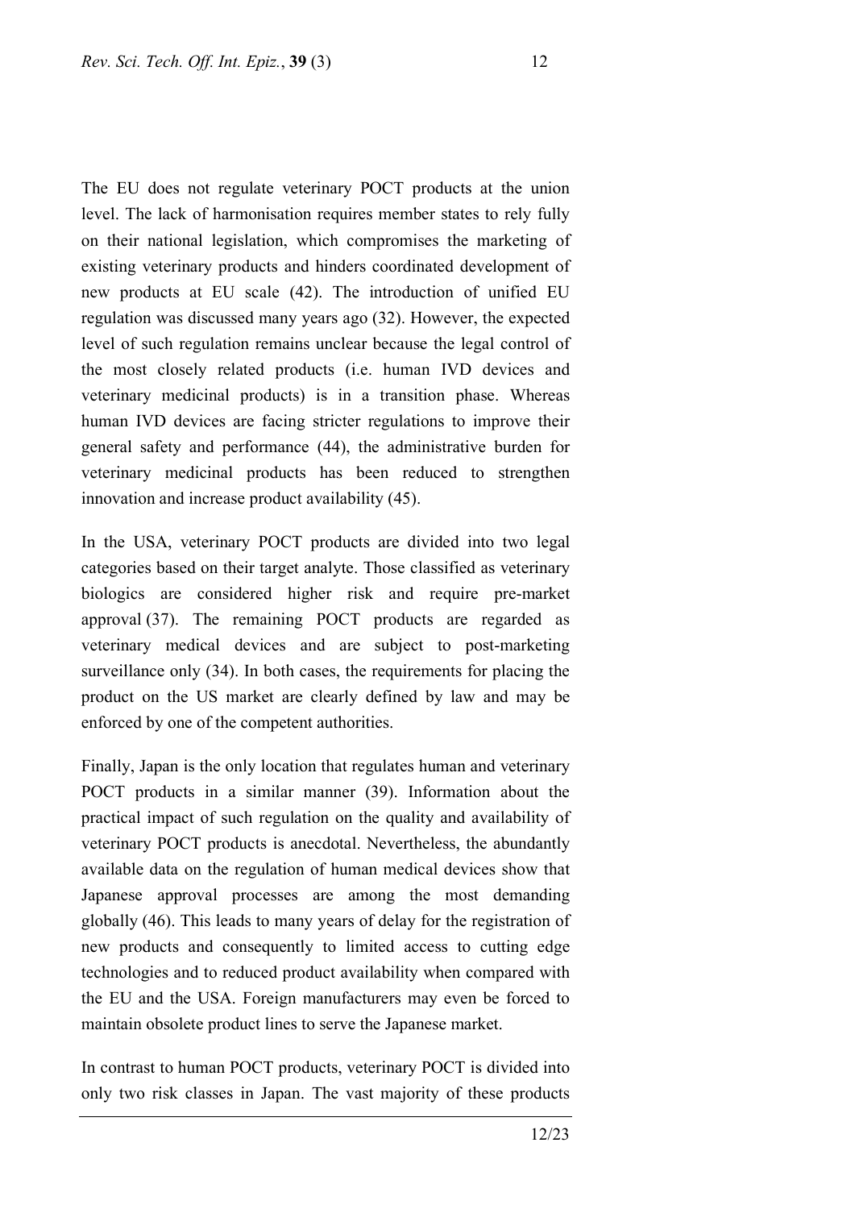The EU does not regulate veterinary POCT products at the union level. The lack of harmonisation requires member states to rely fully on their national legislation, which compromises the marketing of existing veterinary products and hinders coordinated development of new products at EU scale (42). The introduction of unified EU regulation was discussed many years ago (32). However, the expected level of such regulation remains unclear because the legal control of the most closely related products (i.e. human IVD devices and veterinary medicinal products) is in a transition phase. Whereas human IVD devices are facing stricter regulations to improve their general safety and performance (44), the administrative burden for veterinary medicinal products has been reduced to strengthen innovation and increase product availability (45).

In the USA, veterinary POCT products are divided into two legal categories based on their target analyte. Those classified as veterinary biologics are considered higher risk and require pre-market approval (37). The remaining POCT products are regarded as veterinary medical devices and are subject to post-marketing surveillance only (34). In both cases, the requirements for placing the product on the US market are clearly defined by law and may be enforced by one of the competent authorities.

Finally, Japan is the only location that regulates human and veterinary POCT products in a similar manner (39). Information about the practical impact of such regulation on the quality and availability of veterinary POCT products is anecdotal. Nevertheless, the abundantly available data on the regulation of human medical devices show that Japanese approval processes are among the most demanding globally (46). This leads to many years of delay for the registration of new products and consequently to limited access to cutting edge technologies and to reduced product availability when compared with the EU and the USA. Foreign manufacturers may even be forced to maintain obsolete product lines to serve the Japanese market.

In contrast to human POCT products, veterinary POCT is divided into only two risk classes in Japan. The vast majority of these products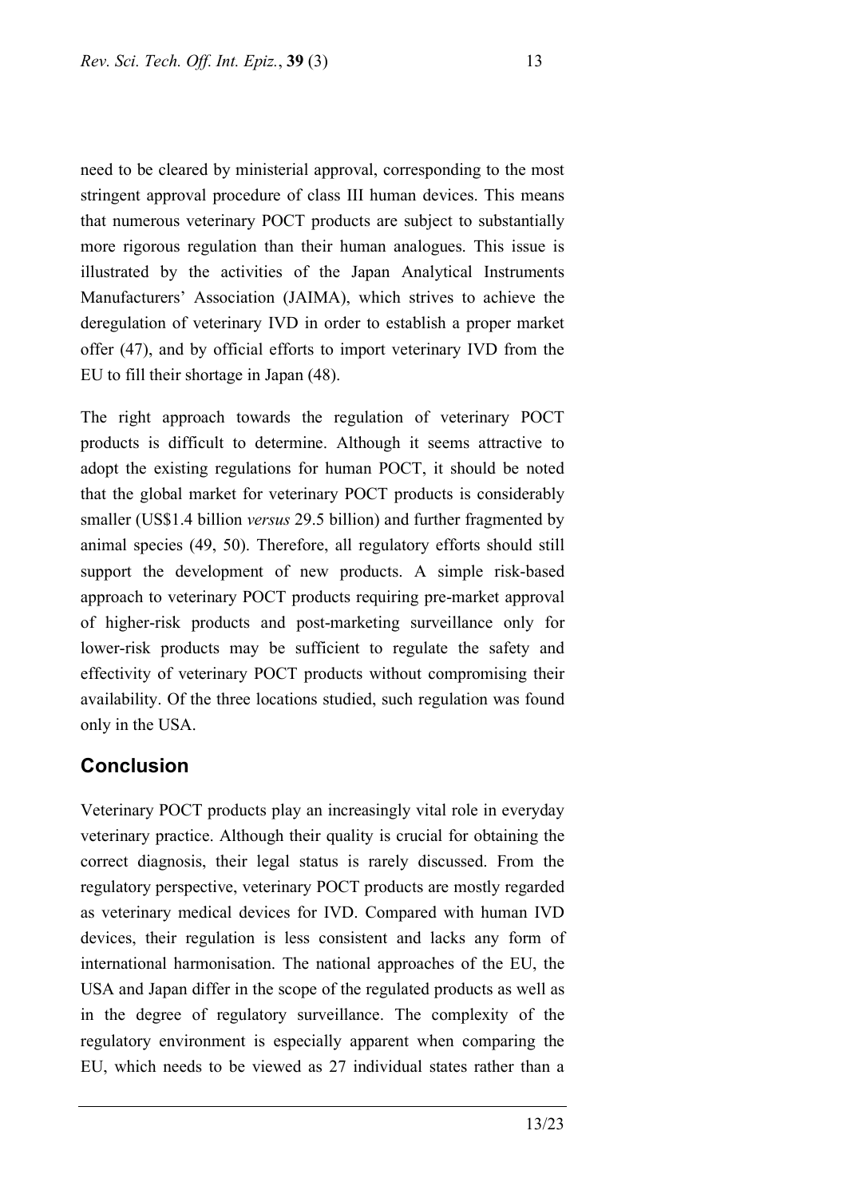need to be cleared by ministerial approval, corresponding to the most stringent approval procedure of class III human devices. This means that numerous veterinary POCT products are subject to substantially more rigorous regulation than their human analogues. This issue is illustrated by the activities of the Japan Analytical Instruments Manufacturers' Association (JAIMA), which strives to achieve the deregulation of veterinary IVD in order to establish a proper market offer (47), and by official efforts to import veterinary IVD from the EU to fill their shortage in Japan (48).

The right approach towards the regulation of veterinary POCT products is difficult to determine. Although it seems attractive to adopt the existing regulations for human POCT, it should be noted that the global market for veterinary POCT products is considerably smaller (US$1.4 billion *versus* 29.5 billion) and further fragmented by animal species (49, 50). Therefore, all regulatory efforts should still support the development of new products. A simple risk-based approach to veterinary POCT products requiring pre-market approval of higher-risk products and post-marketing surveillance only for lower-risk products may be sufficient to regulate the safety and effectivity of veterinary POCT products without compromising their availability. Of the three locations studied, such regulation was found only in the USA.

## Conclusion

Veterinary POCT products play an increasingly vital role in everyday veterinary practice. Although their quality is crucial for obtaining the correct diagnosis, their legal status is rarely discussed. From the regulatory perspective, veterinary POCT products are mostly regarded as veterinary medical devices for IVD. Compared with human IVD devices, their regulation is less consistent and lacks any form of international harmonisation. The national approaches of the EU, the USA and Japan differ in the scope of the regulated products as well as in the degree of regulatory surveillance. The complexity of the regulatory environment is especially apparent when comparing the EU, which needs to be viewed as 27 individual states rather than a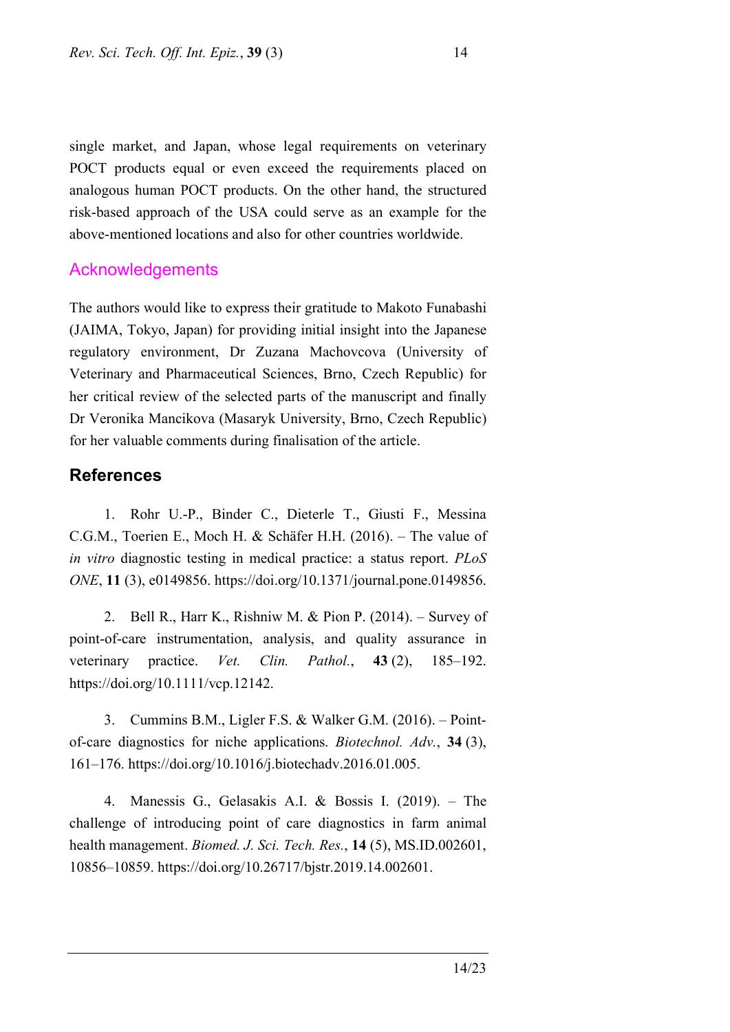single market, and Japan, whose legal requirements on veterinary POCT products equal or even exceed the requirements placed on analogous human POCT products. On the other hand, the structured risk-based approach of the USA could serve as an example for the above-mentioned locations and also for other countries worldwide.

## Acknowledgements

The authors would like to express their gratitude to Makoto Funabashi (JAIMA, Tokyo, Japan) for providing initial insight into the Japanese regulatory environment, Dr Zuzana Machovcova (University of Veterinary and Pharmaceutical Sciences, Brno, Czech Republic) for her critical review of the selected parts of the manuscript and finally Dr Veronika Mancikova (Masaryk University, Brno, Czech Republic) for her valuable comments during finalisation of the article.

## References

1. Rohr U.-P., Binder C., Dieterle T., Giusti F., Messina C.G.M., Toerien E., Moch H. & Schäfer H.H. (2016). – The value of *in vitro* diagnostic testing in medical practice: a status report. *PLoS ONE*, **11** (3), e0149856. https://doi.org/10.1371/journal.pone.0149856.

2. Bell R., Harr K., Rishniw M. & Pion P. (2014). – Survey of point-of-care instrumentation, analysis, and quality assurance in veterinary practice. *Vet. Clin. Pathol.*, **43** (2), 185–192. https://doi.org/10.1111/vcp.12142.

3. Cummins B.M., Ligler F.S. & Walker G.M. (2016). – Point-of-care diagnostics for niche applications. *Biotechnol. Adv.*, **34** (3), 161–176. https://doi.org/10.1016/j.biotechadv.2016.01.005.

4. Manessis G., Gelasakis A.I. & Bossis I. (2019). – The challenge of introducing point of care diagnostics in farm animal health management. *Biomed. J. Sci. Tech. Res.*, **14** (5), MS.ID.002601, 10856–10859. https://doi.org/10.26717/bjstr.2019.14.002601.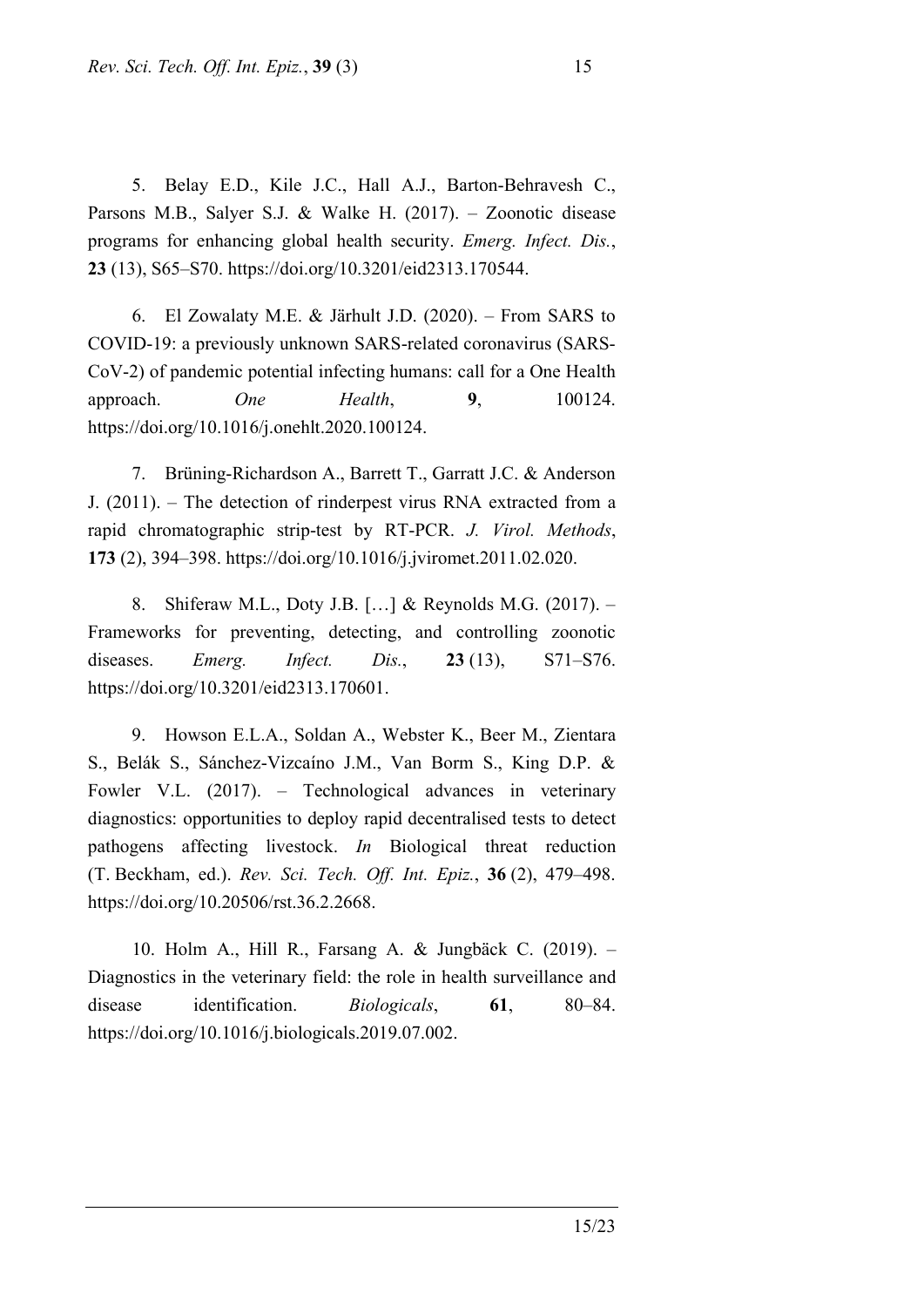5. Belay E.D., Kile J.C., Hall A.J., Barton-Behravesh C., Parsons M.B., Salyer S.J. & Walke H. (2017). – Zoonotic disease programs for enhancing global health security. *Emerg. Infect. Dis.*, **23** (13), S65–S70. https://doi.org/10.3201/eid2313.170544.

6. El Zowalaty M.E. & Järhult J.D. (2020). – From SARS to COVID-19: a previously unknown SARS-related coronavirus (SARS-CoV-2) of pandemic potential infecting humans: call for a One Health approach. *One Health*, **9**, 100124. https://doi.org/10.1016/j.onehlt.2020.100124.

7. Brüning-Richardson A., Barrett T., Garratt J.C. & Anderson J. (2011). – The detection of rinderpest virus RNA extracted from a rapid chromatographic strip-test by RT-PCR. *J. Virol. Methods*, **173** (2), 394–398. https://doi.org/10.1016/j.jviromet.2011.02.020.

8. Shiferaw M.L., Doty J.B. […] & Reynolds M.G. (2017). – Frameworks for preventing, detecting, and controlling zoonotic diseases. *Emerg. Infect. Dis.*, **23** (13), S71–S76. https://doi.org/10.3201/eid2313.170601.

9. Howson E.L.A., Soldan A., Webster K., Beer M., Zientara S., Belák S., Sánchez-Vizcaíno J.M., Van Borm S., King D.P. & Fowler V.L. (2017). – Technological advances in veterinary diagnostics: opportunities to deploy rapid decentralised tests to detect pathogens affecting livestock. *In* Biological threat reduction (T. Beckham, ed.). *Rev. Sci. Tech. Off. Int. Epiz.*, **36** (2), 479–498. https://doi.org/10.20506/rst.36.2.2668.

10. Holm A., Hill R., Farsang A. & Jungbäck C. (2019). – Diagnostics in the veterinary field: the role in health surveillance and disease identification. *Biologicals*, **61**, 80–84. https://doi.org/10.1016/j.biologicals.2019.07.002.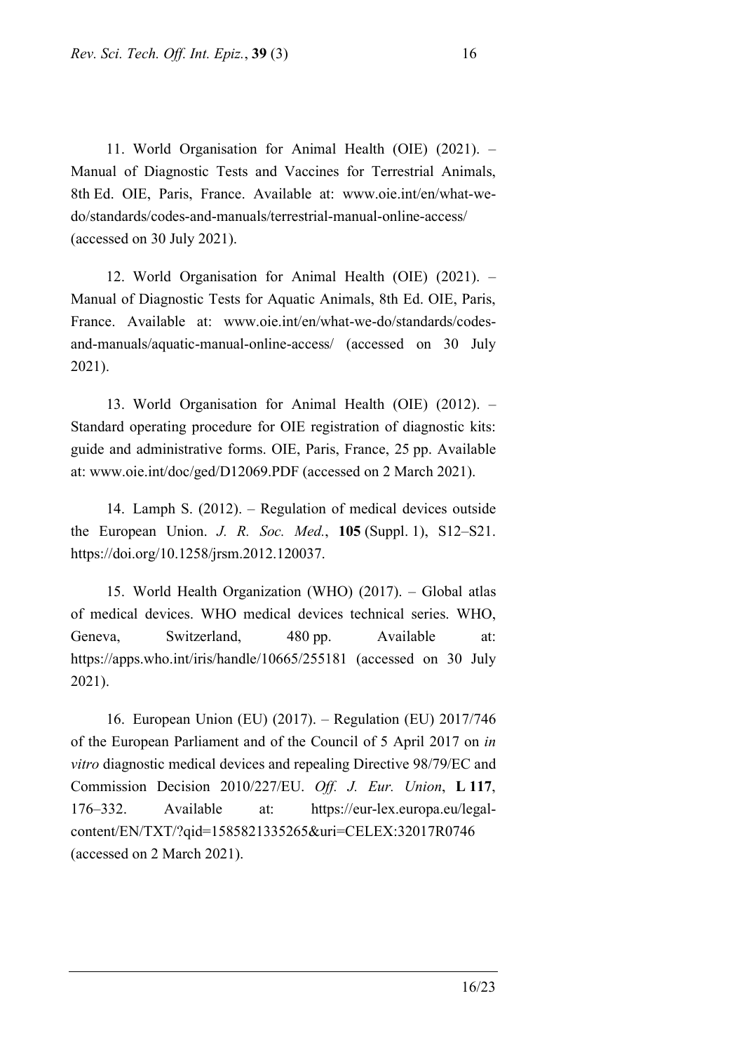11. World Organisation for Animal Health (OIE) (2021). – Manual of Diagnostic Tests and Vaccines for Terrestrial Animals, 8th Ed. OIE, Paris, France. Available at: www.oie.int/en/what-we-do/standards/codes-and-manuals/terrestrial-manual-online-access/ (accessed on 30 July 2021).

12. World Organisation for Animal Health (OIE) (2021). – Manual of Diagnostic Tests for Aquatic Animals, 8th Ed. OIE, Paris, France. Available at: www.oie.int/en/what-we-do/standards/codes-and-manuals/aquatic-manual-online-access/ (accessed on 30 July 2021).

13. World Organisation for Animal Health (OIE) (2012). – Standard operating procedure for OIE registration of diagnostic kits: guide and administrative forms. OIE, Paris, France, 25 pp. Available at: www.oie.int/doc/ged/D12069.PDF (accessed on 2 March 2021).

14. Lamph S. (2012). – Regulation of medical devices outside the European Union. *J. R. Soc. Med.*, **105** (Suppl. 1), S12–S21. https://doi.org/10.1258/jrsm.2012.120037.

15. World Health Organization (WHO) (2017). – Global atlas of medical devices. WHO medical devices technical series. WHO, Geneva, Switzerland, 480 pp. Available at: https://apps.who.int/iris/handle/10665/255181 (accessed on 30 July 2021).

16. European Union (EU) (2017). – Regulation (EU) 2017/746 of the European Parliament and of the Council of 5 April 2017 on *in vitro* diagnostic medical devices and repealing Directive 98/79/EC and Commission Decision 2010/227/EU. *Off. J. Eur. Union*, **L 117**, 176–332. Available at: https://eur-lex.europa.eu/legal-content/EN/TXT/?qid=1585821335265&uri=CELEX:32017R0746 (accessed on 2 March 2021).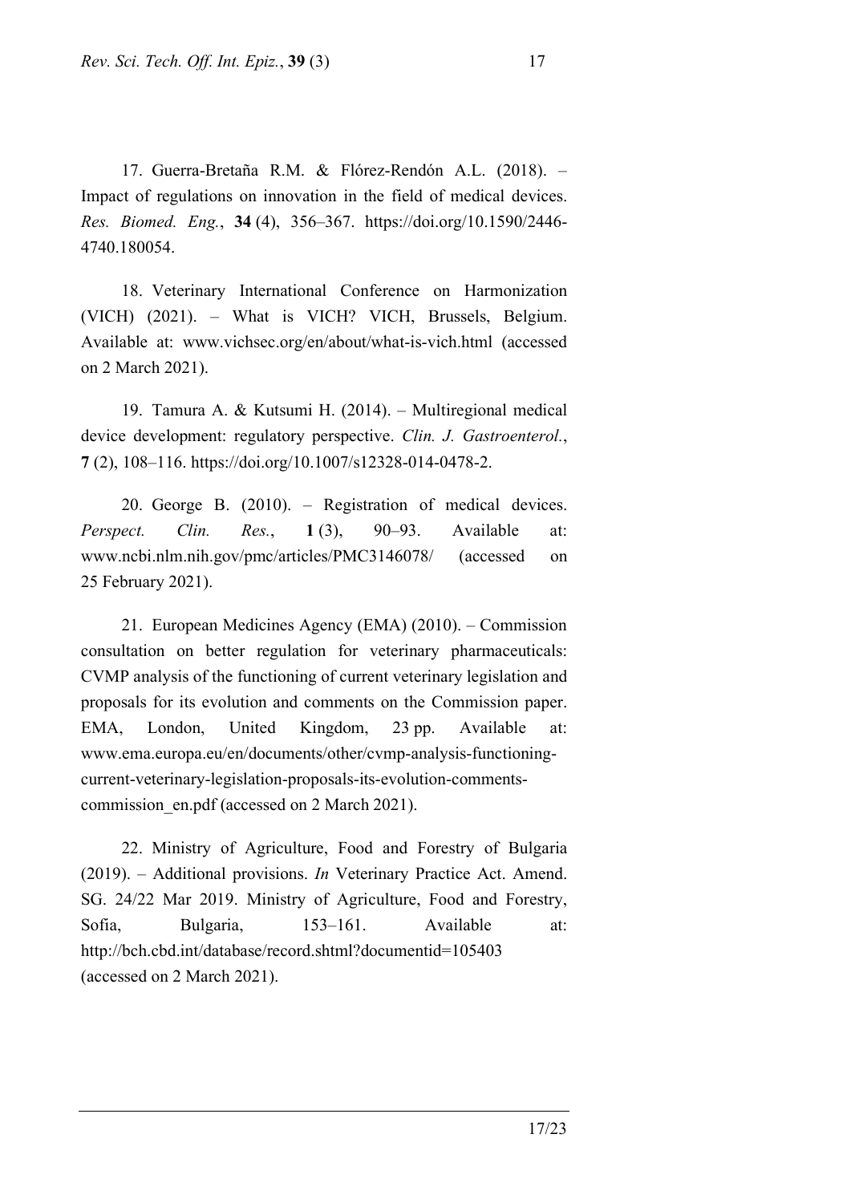17. Guerra-Bretaña R.M. & Flórez-Rendón A.L. (2018). – Impact of regulations on innovation in the field of medical devices. *Res. Biomed. Eng.*, **34** (4), 356–367. https://doi.org/10.1590/2446-4740.180054.

18. Veterinary International Conference on Harmonization (VICH) (2021). – What is VICH? VICH, Brussels, Belgium. Available at: www.vichsec.org/en/about/what-is-vich.html (accessed on 2 March 2021).

19. Tamura A. & Kutsumi H. (2014). – Multiregional medical device development: regulatory perspective. *Clin. J. Gastroenterol.*, **7** (2), 108–116. https://doi.org/10.1007/s12328-014-0478-2.

20. George B. (2010). – Registration of medical devices. *Perspect. Clin. Res.*, **1** (3), 90–93. Available at: www.ncbi.nlm.nih.gov/pmc/articles/PMC3146078/ (accessed on 25 February 2021).

21. European Medicines Agency (EMA) (2010). – Commission consultation on better regulation for veterinary pharmaceuticals: CVMP analysis of the functioning of current veterinary legislation and proposals for its evolution and comments on the Commission paper. EMA, London, United Kingdom, 23 pp. Available at: www.ema.europa.eu/en/documents/other/cvmp-analysis-functioning-current-veterinary-legislation-proposals-its-evolution-comments-commission_en.pdf (accessed on 2 March 2021).

22. Ministry of Agriculture, Food and Forestry of Bulgaria (2019). – Additional provisions. *In* Veterinary Practice Act. Amend. SG. 24/22 Mar 2019. Ministry of Agriculture, Food and Forestry, Sofia, Bulgaria, 153–161. Available at: http://bch.cbd.int/database/record.shtml?documentid=105403 (accessed on 2 March 2021).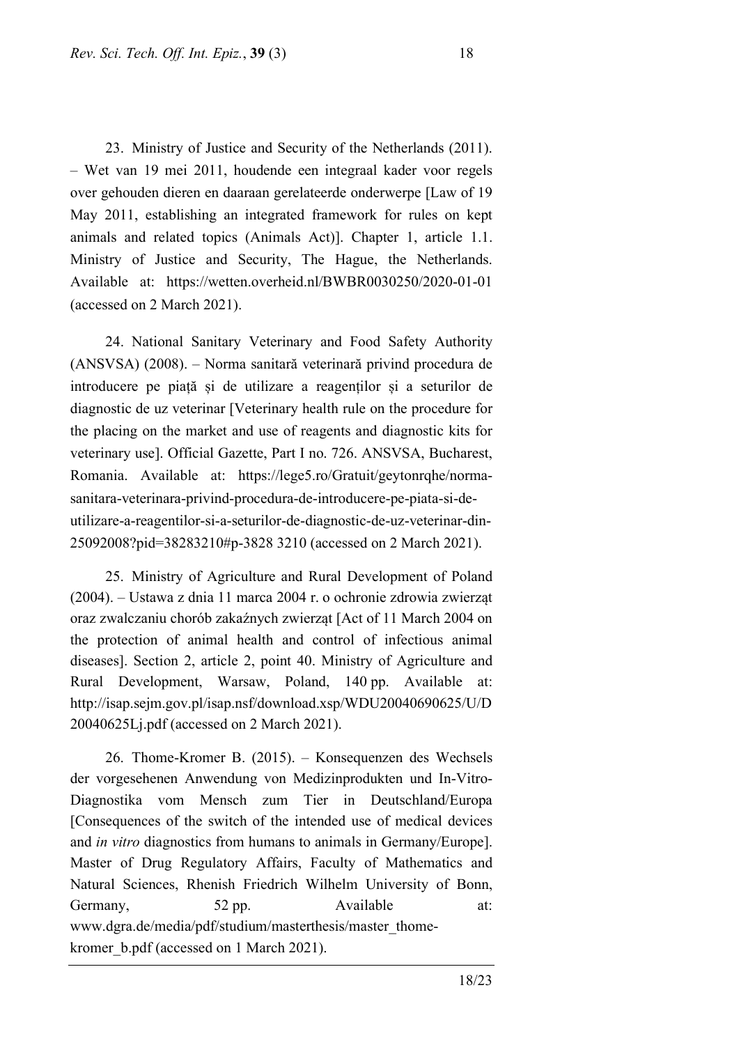23. Ministry of Justice and Security of the Netherlands (2011). – Wet van 19 mei 2011, houdende een integraal kader voor regels over gehouden dieren en daaraan gerelateerde onderwerpe [Law of 19 May 2011, establishing an integrated framework for rules on kept animals and related topics (Animals Act)]. Chapter 1, article 1.1. Ministry of Justice and Security, The Hague, the Netherlands. Available at: https://wetten.overheid.nl/BWBR0030250/2020-01-01 (accessed on 2 March 2021).

24. National Sanitary Veterinary and Food Safety Authority (ANSVSA) (2008). – Norma sanitară veterinară privind procedura de introducere pe piață și de utilizare a reagenților și a seturilor de diagnostic de uz veterinar [Veterinary health rule on the procedure for the placing on the market and use of reagents and diagnostic kits for veterinary use]. Official Gazette, Part I no. 726. ANSVSA, Bucharest, Romania. Available at: https://lege5.ro/Gratuit/geytonrqhe/norma-sanitara-veterinara-privind-procedura-de-introducere-pe-piata-si-de-utilizare-a-reagentilor-si-a-seturilor-de-diagnostic-de-uz-veterinar-din-25092008?pid=38283210#p-3828 3210 (accessed on 2 March 2021).

25. Ministry of Agriculture and Rural Development of Poland (2004). – Ustawa z dnia 11 marca 2004 r. o ochronie zdrowia zwierząt oraz zwalczaniu chorób zakaźnych zwierząt [Act of 11 March 2004 on the protection of animal health and control of infectious animal diseases]. Section 2, article 2, point 40. Ministry of Agriculture and Rural Development, Warsaw, Poland, 140 pp. Available at: http://isap.sejm.gov.pl/isap.nsf/download.xsp/WDU20040690625/U/D20040625Lj.pdf (accessed on 2 March 2021).

26. Thome-Kromer B. (2015). – Konsequenzen des Wechsels der vorgesehenen Anwendung von Medizinprodukten und In-Vitro-Diagnostika vom Mensch zum Tier in Deutschland/Europa [Consequences of the switch of the intended use of medical devices and *in vitro* diagnostics from humans to animals in Germany/Europe]. Master of Drug Regulatory Affairs, Faculty of Mathematics and Natural Sciences, Rhenish Friedrich Wilhelm University of Bonn, Germany, 52 pp. Available at: www.dgra.de/media/pdf/studium/masterthesis/master_thome-kromer_b.pdf (accessed on 1 March 2021).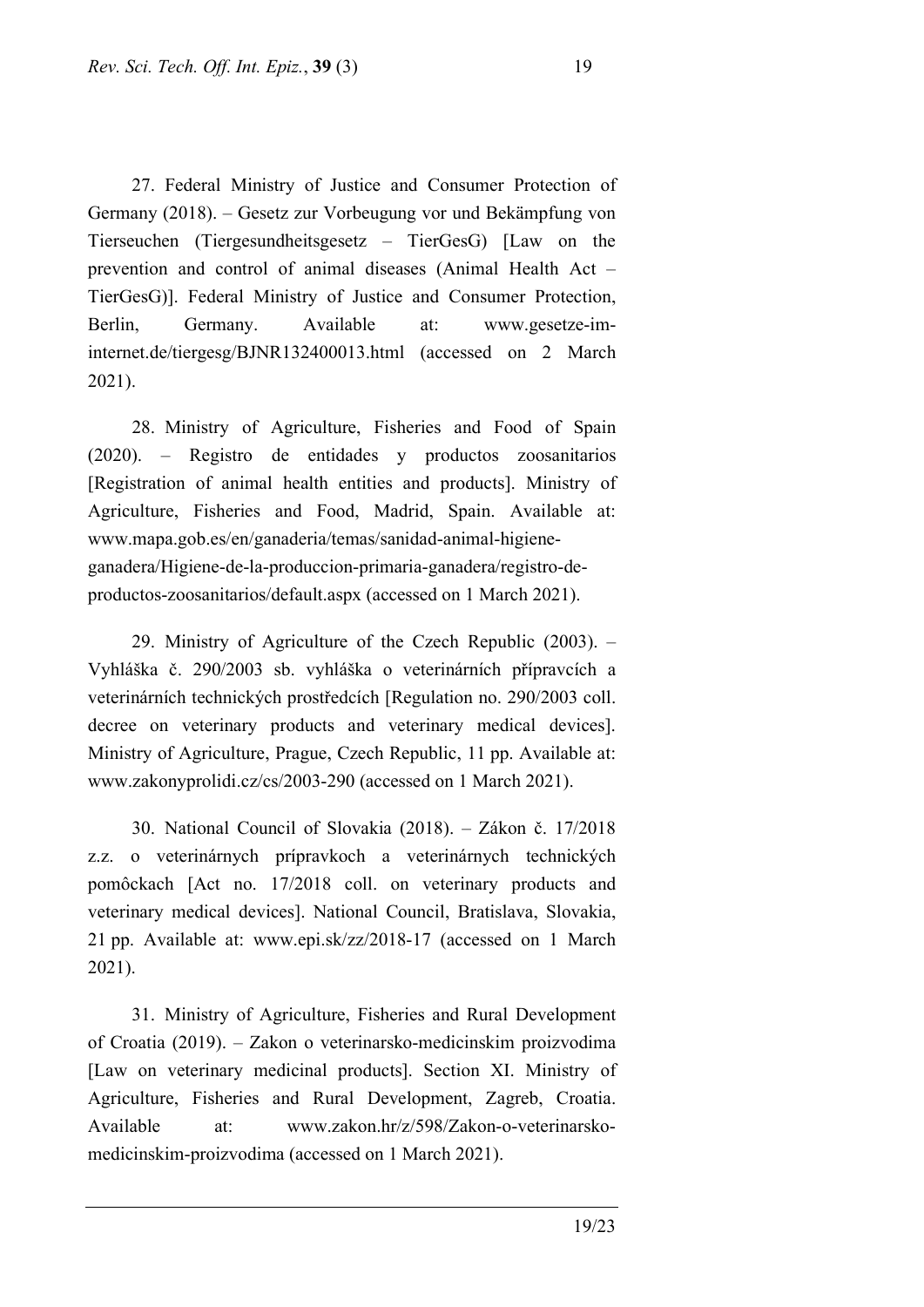27. Federal Ministry of Justice and Consumer Protection of Germany (2018). – Gesetz zur Vorbeugung vor und Bekämpfung von Tierseuchen (Tiergesundheitsgesetz – TierGesG) [Law on the prevention and control of animal diseases (Animal Health Act – TierGesG)]. Federal Ministry of Justice and Consumer Protection, Berlin, Germany. Available at: www.gesetze-im-internet.de/tiergesg/BJNR132400013.html (accessed on 2 March 2021).

28. Ministry of Agriculture, Fisheries and Food of Spain (2020). – Registro de entidades y productos zoosanitarios [Registration of animal health entities and products]. Ministry of Agriculture, Fisheries and Food, Madrid, Spain. Available at: www.mapa.gob.es/en/ganaderia/temas/sanidad-animal-higiene-ganadera/Higiene-de-la-produccion-primaria-ganadera/registro-de-productos-zoosanitarios/default.aspx (accessed on 1 March 2021).

29. Ministry of Agriculture of the Czech Republic (2003). – Vyhláška č. 290/2003 sb. vyhláška o veterinárních přípravcích a veterinárních technických prostředcích [Regulation no. 290/2003 coll. decree on veterinary products and veterinary medical devices]. Ministry of Agriculture, Prague, Czech Republic, 11 pp. Available at: www.zakonyprolidi.cz/cs/2003-290 (accessed on 1 March 2021).

30. National Council of Slovakia (2018). – Zákon č. 17/2018 z.z. o veterinárnych prípravkoch a veterinárnych technických pomôckach [Act no. 17/2018 coll. on veterinary products and veterinary medical devices]. National Council, Bratislava, Slovakia, 21 pp. Available at: www.epi.sk/zz/2018-17 (accessed on 1 March 2021).

31. Ministry of Agriculture, Fisheries and Rural Development of Croatia (2019). – Zakon o veterinarsko-medicinskim proizvodima [Law on veterinary medicinal products]. Section XI. Ministry of Agriculture, Fisheries and Rural Development, Zagreb, Croatia. Available at: www.zakon.hr/z/598/Zakon-o-veterinarsko-medicinskim-proizvodima (accessed on 1 March 2021).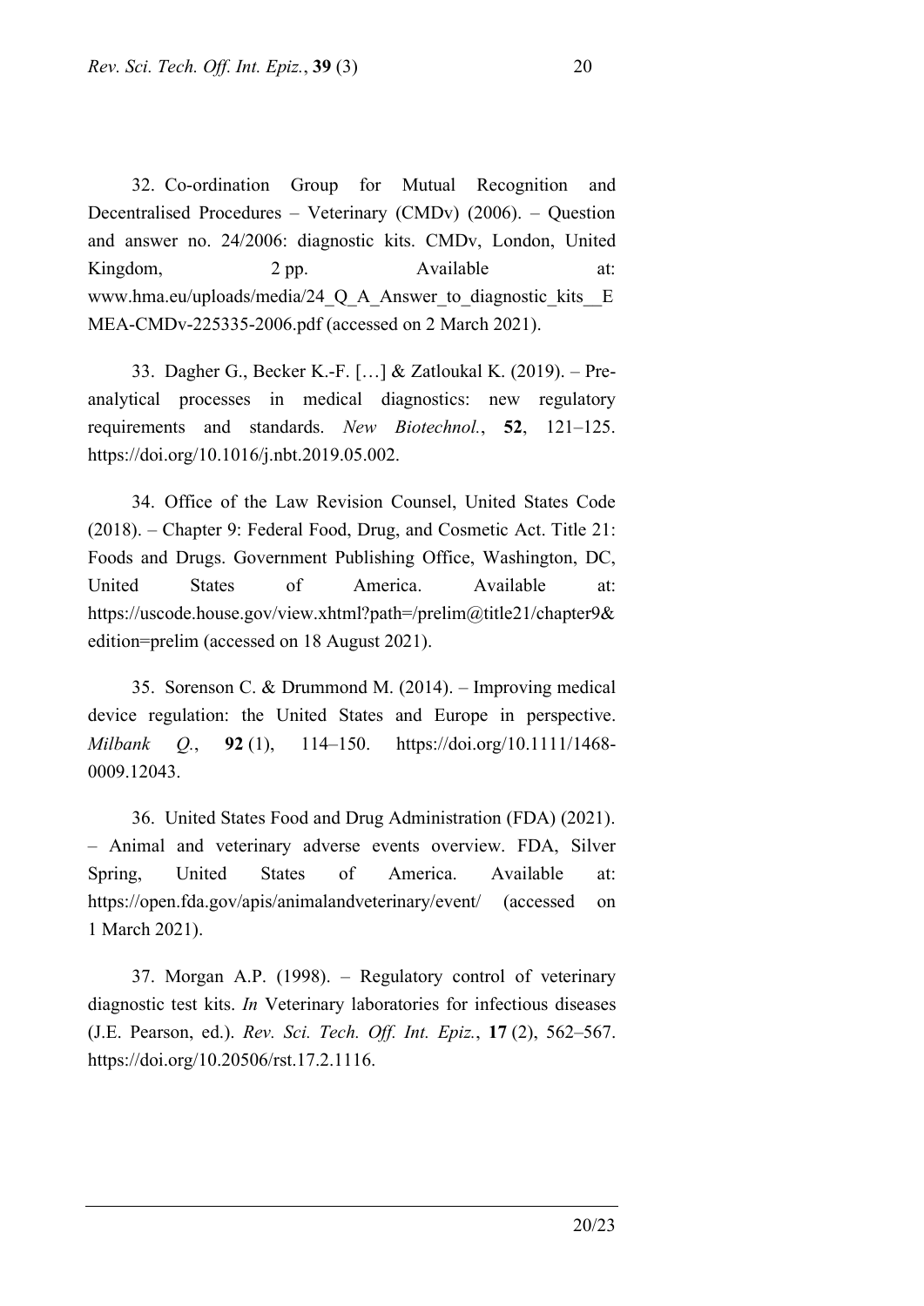32. Co-ordination Group for Mutual Recognition and Decentralised Procedures – Veterinary (CMDv) (2006). – Question and answer no. 24/2006: diagnostic kits. CMDv, London, United Kingdom, 2 pp. Available at: www.hma.eu/uploads/media/24_Q_A_Answer_to_diagnostic_kits__EMEA-CMDv-225335-2006.pdf (accessed on 2 March 2021).

33. Dagher G., Becker K.-F. […] & Zatloukal K. (2019). – Pre-analytical processes in medical diagnostics: new regulatory requirements and standards. *New Biotechnol.*, **52**, 121–125. https://doi.org/10.1016/j.nbt.2019.05.002.

34. Office of the Law Revision Counsel, United States Code (2018). – Chapter 9: Federal Food, Drug, and Cosmetic Act. Title 21: Foods and Drugs. Government Publishing Office, Washington, DC, United States of America. Available at: https://uscode.house.gov/view.xhtml?path=/prelim@title21/chapter9&edition=prelim (accessed on 18 August 2021).

35. Sorenson C. & Drummond M. (2014). – Improving medical device regulation: the United States and Europe in perspective. *Milbank Q.*, **92** (1), 114–150. https://doi.org/10.1111/1468-0009.12043.

36. United States Food and Drug Administration (FDA) (2021). – Animal and veterinary adverse events overview. FDA, Silver Spring, United States of America. Available at: https://open.fda.gov/apis/animalandveterinary/event/ (accessed on 1 March 2021).

37. Morgan A.P. (1998). – Regulatory control of veterinary diagnostic test kits. *In* Veterinary laboratories for infectious diseases (J.E. Pearson, ed.). *Rev. Sci. Tech. Off. Int. Epiz.*, **17** (2), 562–567. https://doi.org/10.20506/rst.17.2.1116.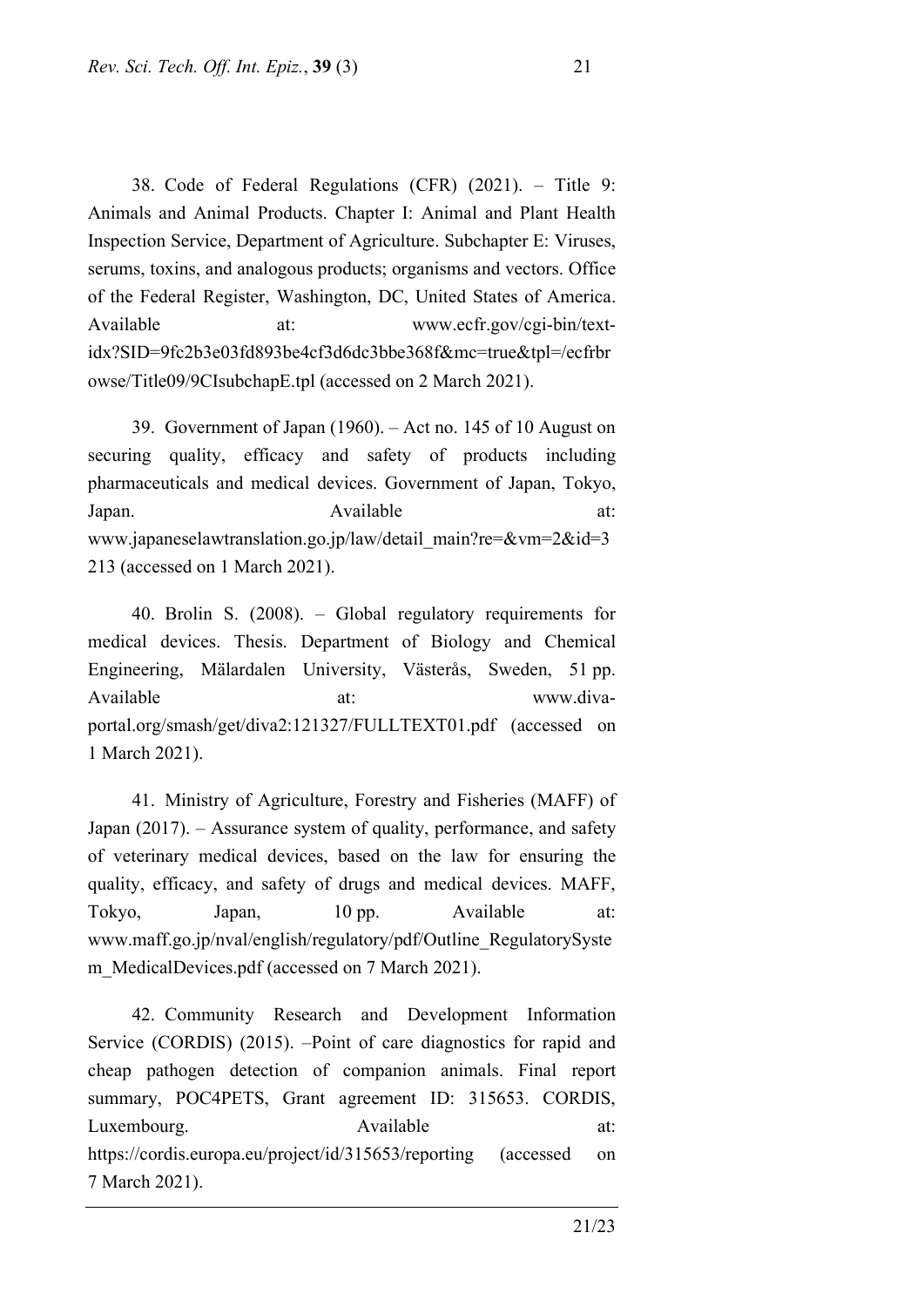38. Code of Federal Regulations (CFR) (2021). – Title 9: Animals and Animal Products. Chapter I: Animal and Plant Health Inspection Service, Department of Agriculture. Subchapter E: Viruses, serums, toxins, and analogous products; organisms and vectors. Office of the Federal Register, Washington, DC, United States of America. Available at: www.ecfr.gov/cgi-bin/text-idx?SID=9fc2b3e03fd893be4cf3d6dc3bbe368f&mc=true&tpl=/ecfrbrowse/Title09/9CIsubchapE.tpl (accessed on 2 March 2021).

39. Government of Japan (1960). – Act no. 145 of 10 August on securing quality, efficacy and safety of products including pharmaceuticals and medical devices. Government of Japan, Tokyo, Japan. Available at: www.japaneselawtranslation.go.jp/law/detail_main?re=&vm=2&id=3213 (accessed on 1 March 2021).

40. Brolin S. (2008). – Global regulatory requirements for medical devices. Thesis. Department of Biology and Chemical Engineering, Mälardalen University, Västerås, Sweden, 51 pp. Available at: www.diva-portal.org/smash/get/diva2:121327/FULLTEXT01.pdf (accessed on 1 March 2021).

41. Ministry of Agriculture, Forestry and Fisheries (MAFF) of Japan (2017). – Assurance system of quality, performance, and safety of veterinary medical devices, based on the law for ensuring the quality, efficacy, and safety of drugs and medical devices. MAFF, Tokyo, Japan, 10 pp. Available at: www.maff.go.jp/nval/english/regulatory/pdf/Outline_RegulatorySystem_MedicalDevices.pdf (accessed on 7 March 2021).

42. Community Research and Development Information Service (CORDIS) (2015). –Point of care diagnostics for rapid and cheap pathogen detection of companion animals. Final report summary, POC4PETS, Grant agreement ID: 315653. CORDIS, Luxembourg. Available at: https://cordis.europa.eu/project/id/315653/reporting (accessed on 7 March 2021).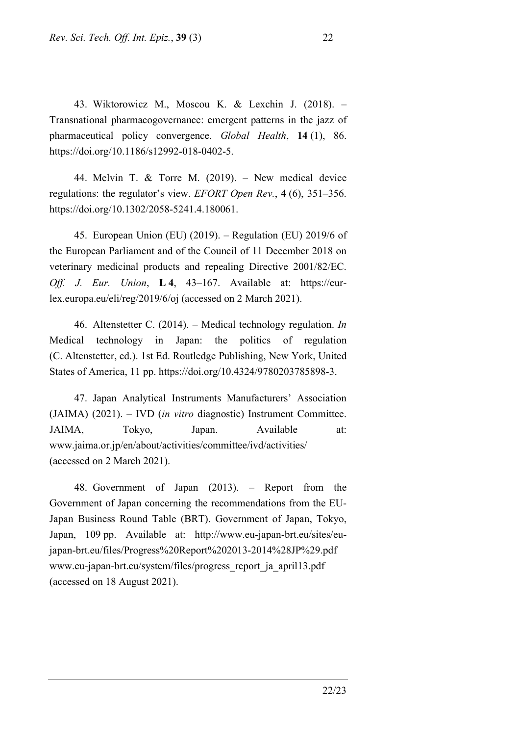43. Wiktorowicz M., Moscou K. & Lexchin J. (2018). – Transnational pharmacogovernance: emergent patterns in the jazz of pharmaceutical policy convergence. *Global Health*, **14** (1), 86. https://doi.org/10.1186/s12992-018-0402-5.

44. Melvin T. & Torre M. (2019). – New medical device regulations: the regulator's view. *EFORT Open Rev.*, **4** (6), 351–356. https://doi.org/10.1302/2058-5241.4.180061.

45. European Union (EU) (2019). – Regulation (EU) 2019/6 of the European Parliament and of the Council of 11 December 2018 on veterinary medicinal products and repealing Directive 2001/82/EC. *Off. J. Eur. Union*, **L 4**, 43–167. Available at: https://eur-lex.europa.eu/eli/reg/2019/6/oj (accessed on 2 March 2021).

46. Altenstetter C. (2014). – Medical technology regulation. *In* Medical technology in Japan: the politics of regulation (C. Altenstetter, ed.). 1st Ed. Routledge Publishing, New York, United States of America, 11 pp. https://doi.org/10.4324/9780203785898-3.

47. Japan Analytical Instruments Manufacturers' Association (JAIMA) (2021). – IVD (*in vitro* diagnostic) Instrument Committee. JAIMA, Tokyo, Japan. Available at: www.jaima.or.jp/en/about/activities/committee/ivd/activities/ (accessed on 2 March 2021).

48. Government of Japan (2013). – Report from the Government of Japan concerning the recommendations from the EU-Japan Business Round Table (BRT). Government of Japan, Tokyo, Japan, 109 pp. Available at: http://www.eu-japan-brt.eu/sites/eu-japan-brt.eu/files/Progress%20Report%202013-2014%28JP%29.pdf www.eu-japan-brt.eu/system/files/progress_report_ja_april13.pdf (accessed on 18 August 2021).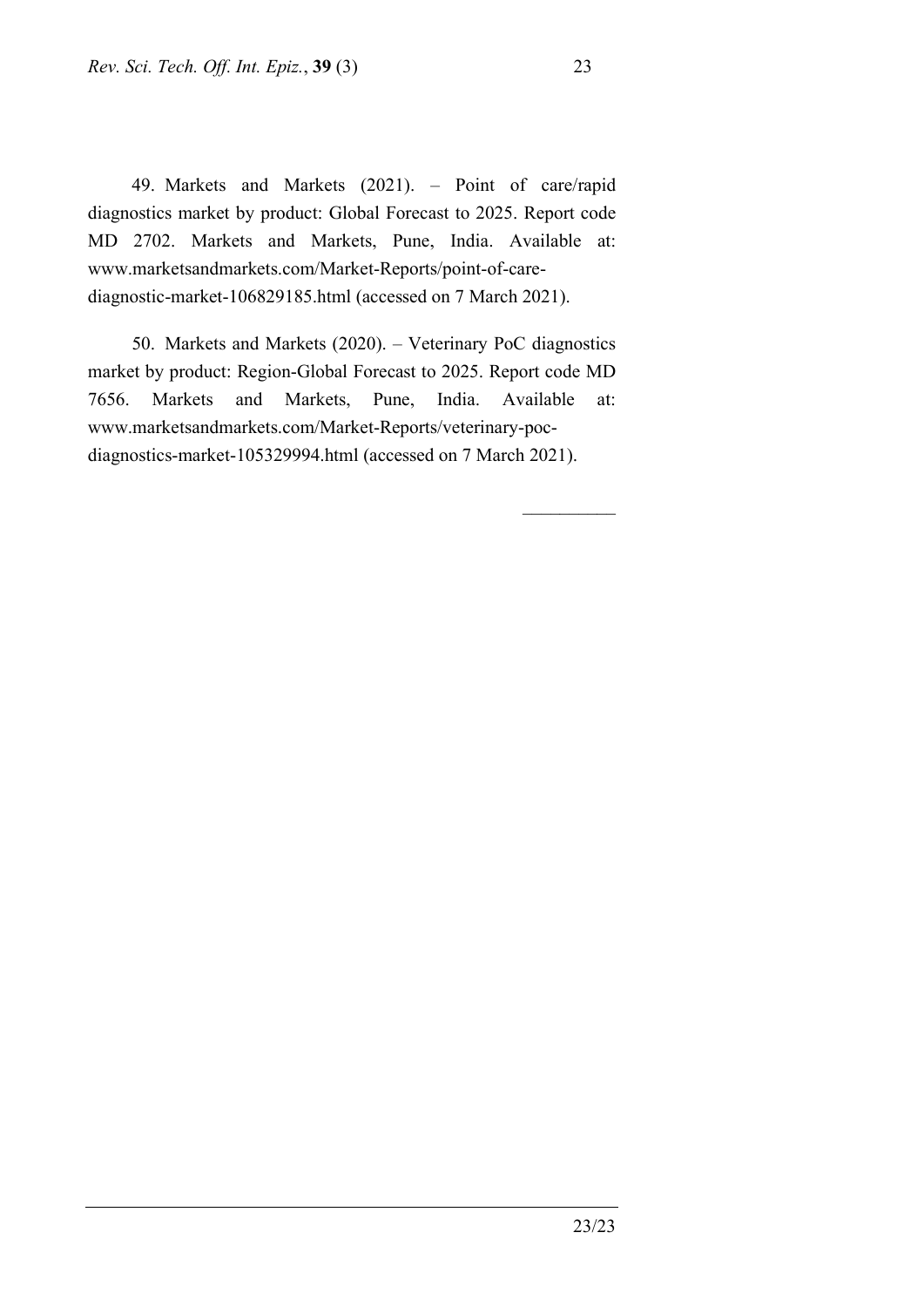49. Markets and Markets (2021). – Point of care/rapid diagnostics market by product: Global Forecast to 2025. Report code MD 2702. Markets and Markets, Pune, India. Available at: www.marketsandmarkets.com/Market-Reports/point-of-care-diagnostic-market-106829185.html (accessed on 7 March 2021).

50. Markets and Markets (2020). – Veterinary PoC diagnostics market by product: Region-Global Forecast to 2025. Report code MD 7656. Markets and Markets, Pune, India. Available at: www.marketsandmarkets.com/Market-Reports/veterinary-poc-diagnostics-market-105329994.html (accessed on 7 March 2021).

---